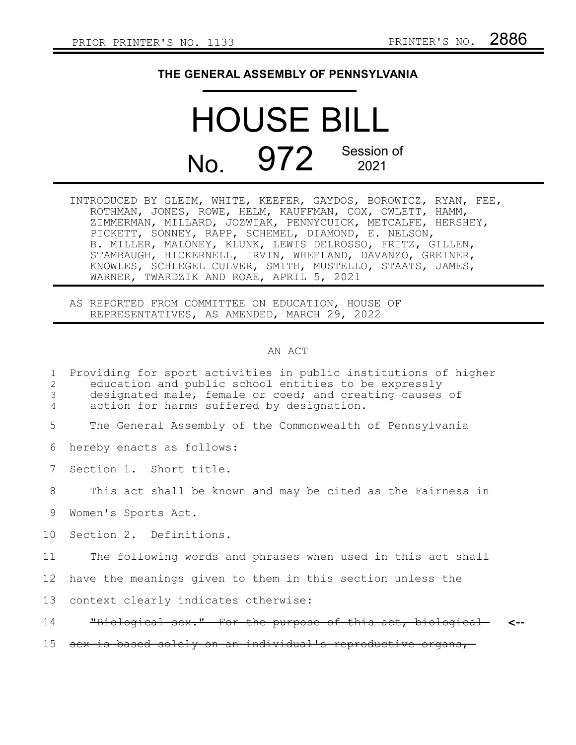PRIOR PRINTER'S NO. 1133 PRINTER'S NO. **2886**

## THE GENERAL ASSEMBLY OF PENNSYLVANIA

# HOUSE BILL

# No. 972 Session of 2021

INTRODUCED BY GLEIM, WHITE, KEEFER, GAYDOS, BOROWICZ, RYAN, FEE, ROTHMAN, JONES, ROWE, HELM, KAUFFMAN, COX, OWLETT, HAMM, ZIMMERMAN, MILLARD, JOZWIAK, PENNYCUICK, METCALFE, HERSHEY, PICKETT, SONNEY, RAPP, SCHEMEL, DIAMOND, E. NELSON, B. MILLER, MALONEY, KLUNK, LEWIS DELROSSO, FRITZ, GILLEN, STAMBAUGH, HICKERNELL, IRVIN, WHEELAND, DAVANZO, GREINER, KNOWLES, SCHLEGEL CULVER, SMITH, MUSTELLO, STAATS, JAMES, WARNER, TWARDZIK AND ROAE, APRIL 5, 2021

AS REPORTED FROM COMMITTEE ON EDUCATION, HOUSE OF REPRESENTATIVES, AS AMENDED, MARCH 29, 2022

AN ACT

Providing for sport activities in public institutions of higher education and public school entities to be expressly designated male, female or coed; and creating causes of action for harms suffered by designation.

The General Assembly of the Commonwealth of Pennsylvania hereby enacts as follows:

Section 1. Short title.

This act shall be known and may be cited as the Fairness in Women's Sports Act.

Section 2. Definitions.

The following words and phrases when used in this act shall have the meanings given to them in this section unless the context clearly indicates otherwise:

~~"Biological sex." For the purpose of this act, biological sex is based solely on an individual's reproductive organs,~~ <--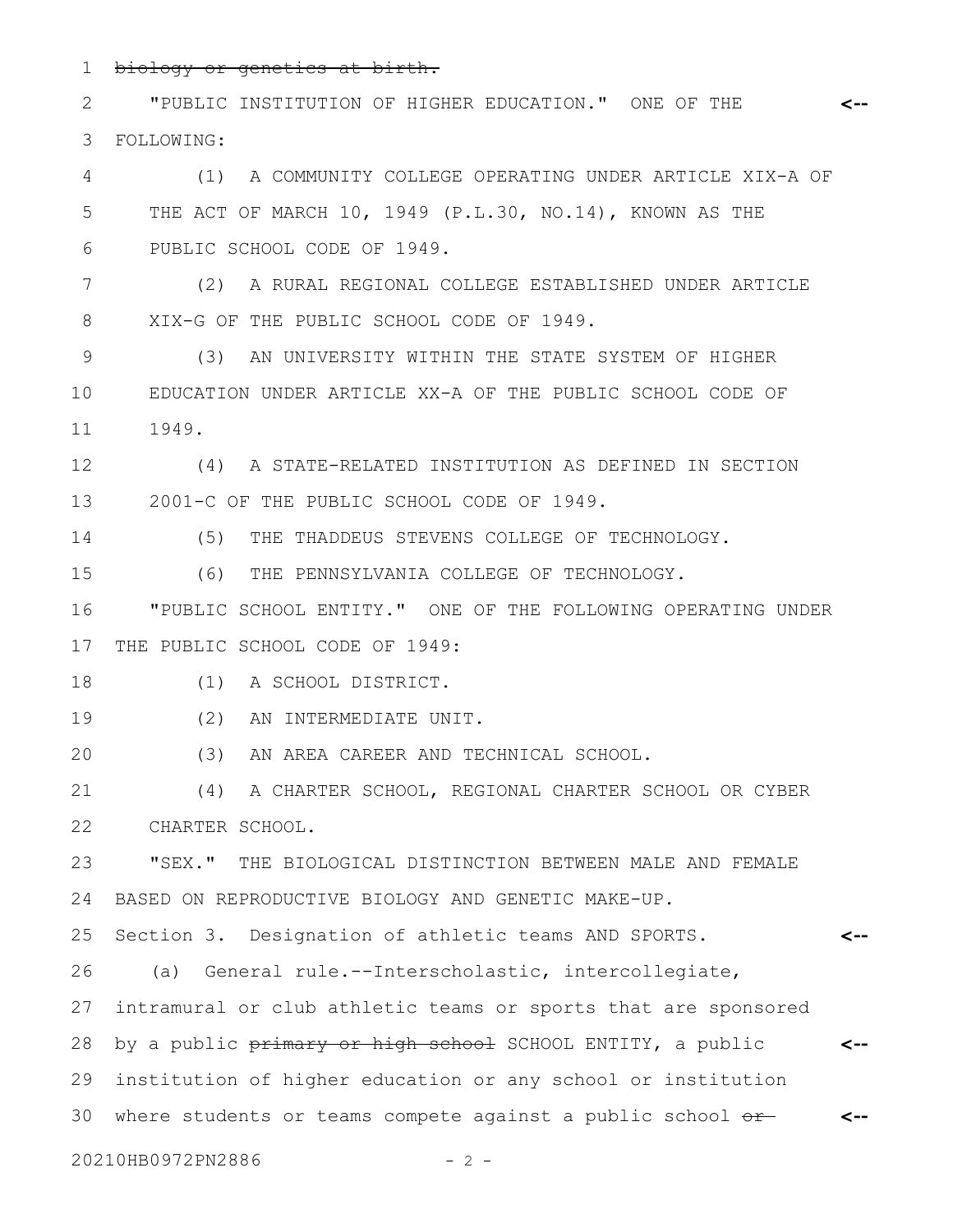~~biology or genetics at birth.~~

"PUBLIC INSTITUTION OF HIGHER EDUCATION." ONE OF THE FOLLOWING:

(1) A COMMUNITY COLLEGE OPERATING UNDER ARTICLE XIX-A OF THE ACT OF MARCH 10, 1949 (P.L.30, NO.14), KNOWN AS THE PUBLIC SCHOOL CODE OF 1949.

(2) A RURAL REGIONAL COLLEGE ESTABLISHED UNDER ARTICLE XIX-G OF THE PUBLIC SCHOOL CODE OF 1949.

(3) AN UNIVERSITY WITHIN THE STATE SYSTEM OF HIGHER EDUCATION UNDER ARTICLE XX-A OF THE PUBLIC SCHOOL CODE OF 1949.

(4) A STATE-RELATED INSTITUTION AS DEFINED IN SECTION 2001-C OF THE PUBLIC SCHOOL CODE OF 1949.

(5) THE THADDEUS STEVENS COLLEGE OF TECHNOLOGY.

(6) THE PENNSYLVANIA COLLEGE OF TECHNOLOGY.

"PUBLIC SCHOOL ENTITY." ONE OF THE FOLLOWING OPERATING UNDER THE PUBLIC SCHOOL CODE OF 1949:

(1) A SCHOOL DISTRICT.

(2) AN INTERMEDIATE UNIT.

(3) AN AREA CAREER AND TECHNICAL SCHOOL.

(4) A CHARTER SCHOOL, REGIONAL CHARTER SCHOOL OR CYBER CHARTER SCHOOL.

"SEX." THE BIOLOGICAL DISTINCTION BETWEEN MALE AND FEMALE BASED ON REPRODUCTIVE BIOLOGY AND GENETIC MAKE-UP.

Section 3. Designation of athletic teams AND SPORTS.

(a) General rule.--Interscholastic, intercollegiate, intramural or club athletic teams or sports that are sponsored by a public ~~primary or high school~~ SCHOOL ENTITY, a public institution of higher education or any school or institution where students or teams compete against a public school ~~or~~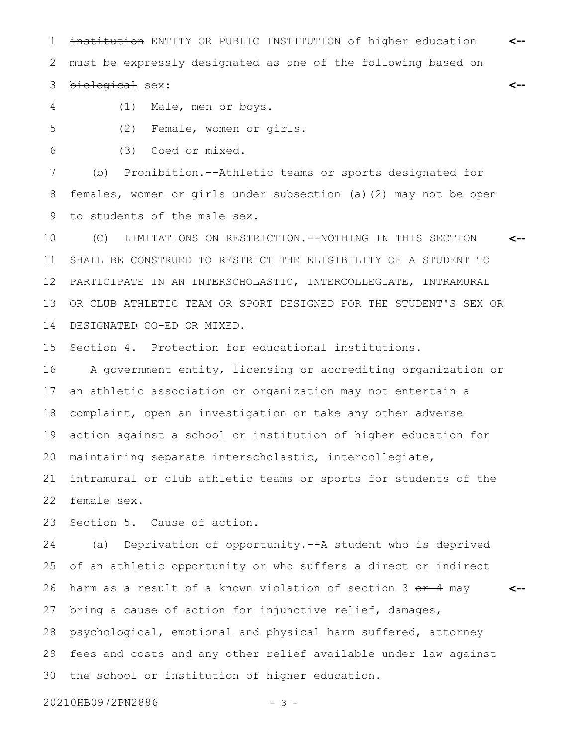~~institution~~ ENTITY OR PUBLIC INSTITUTION of higher education must be expressly designated as one of the following based on ~~biological~~ sex:

(1) Male, men or boys.

(2) Female, women or girls.

(3) Coed or mixed.

(b) Prohibition.--Athletic teams or sports designated for females, women or girls under subsection (a)(2) may not be open to students of the male sex.

(C) LIMITATIONS ON RESTRICTION.--NOTHING IN THIS SECTION SHALL BE CONSTRUED TO RESTRICT THE ELIGIBILITY OF A STUDENT TO PARTICIPATE IN AN INTERSCHOLASTIC, INTERCOLLEGIATE, INTRAMURAL OR CLUB ATHLETIC TEAM OR SPORT DESIGNED FOR THE STUDENT'S SEX OR DESIGNATED CO-ED OR MIXED.

Section 4. Protection for educational institutions.

A government entity, licensing or accrediting organization or an athletic association or organization may not entertain a complaint, open an investigation or take any other adverse action against a school or institution of higher education for maintaining separate interscholastic, intercollegiate, intramural or club athletic teams or sports for students of the female sex.

Section 5. Cause of action.

(a) Deprivation of opportunity.--A student who is deprived of an athletic opportunity or who suffers a direct or indirect harm as a result of a known violation of section 3 ~~or 4~~ may bring a cause of action for injunctive relief, damages, psychological, emotional and physical harm suffered, attorney fees and costs and any other relief available under law against the school or institution of higher education.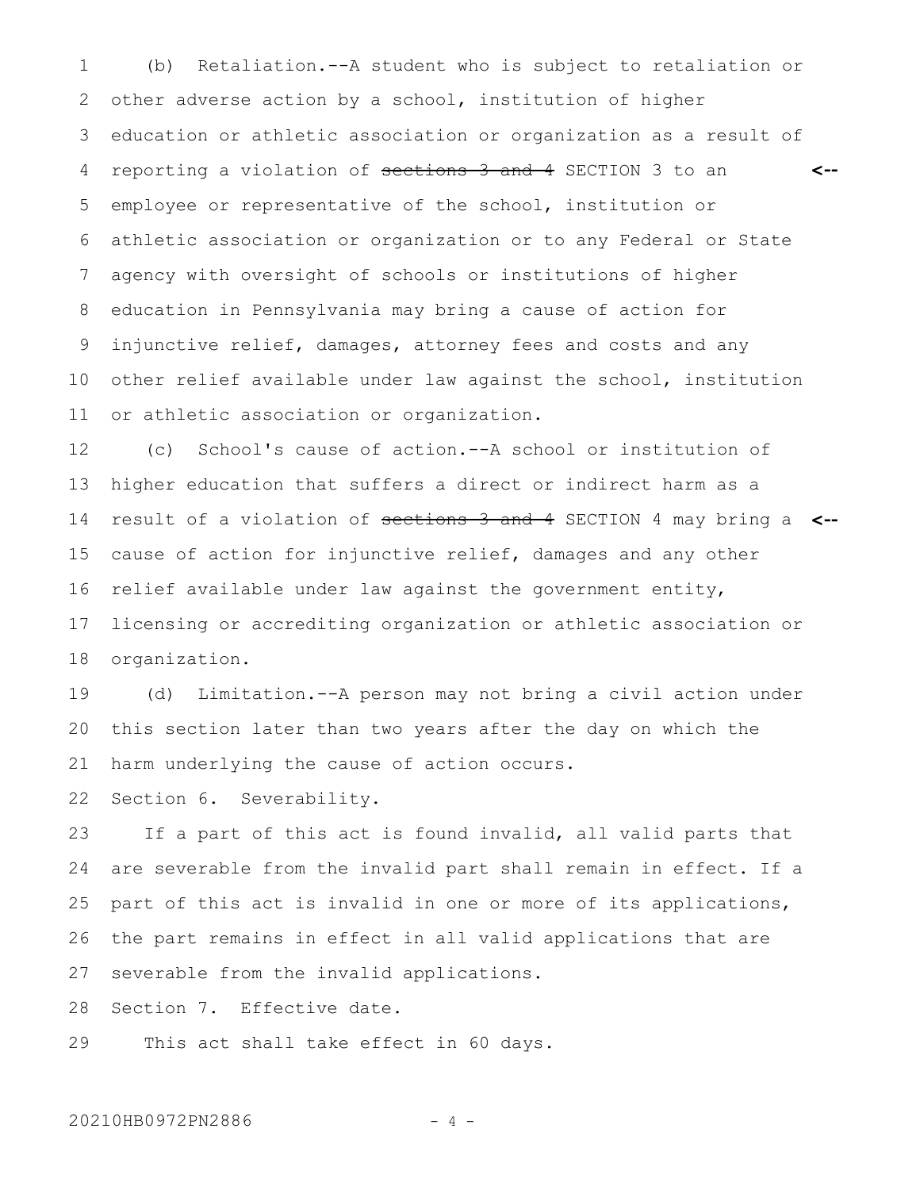(b) Retaliation.--A student who is subject to retaliation or other adverse action by a school, institution of higher education or athletic association or organization as a result of reporting a violation of ~~sections 3 and 4~~ SECTION 3 to an employee or representative of the school, institution or athletic association or organization or to any Federal or State agency with oversight of schools or institutions of higher education in Pennsylvania may bring a cause of action for injunctive relief, damages, attorney fees and costs and any other relief available under law against the school, institution or athletic association or organization.

(c) School's cause of action.--A school or institution of higher education that suffers a direct or indirect harm as a result of a violation of ~~sections 3 and 4~~ SECTION 4 may bring a cause of action for injunctive relief, damages and any other relief available under law against the government entity, licensing or accrediting organization or athletic association or organization.

(d) Limitation.--A person may not bring a civil action under this section later than two years after the day on which the harm underlying the cause of action occurs.

Section 6. Severability.

If a part of this act is found invalid, all valid parts that are severable from the invalid part shall remain in effect. If a part of this act is invalid in one or more of its applications, the part remains in effect in all valid applications that are severable from the invalid applications.

Section 7. Effective date.

This act shall take effect in 60 days.